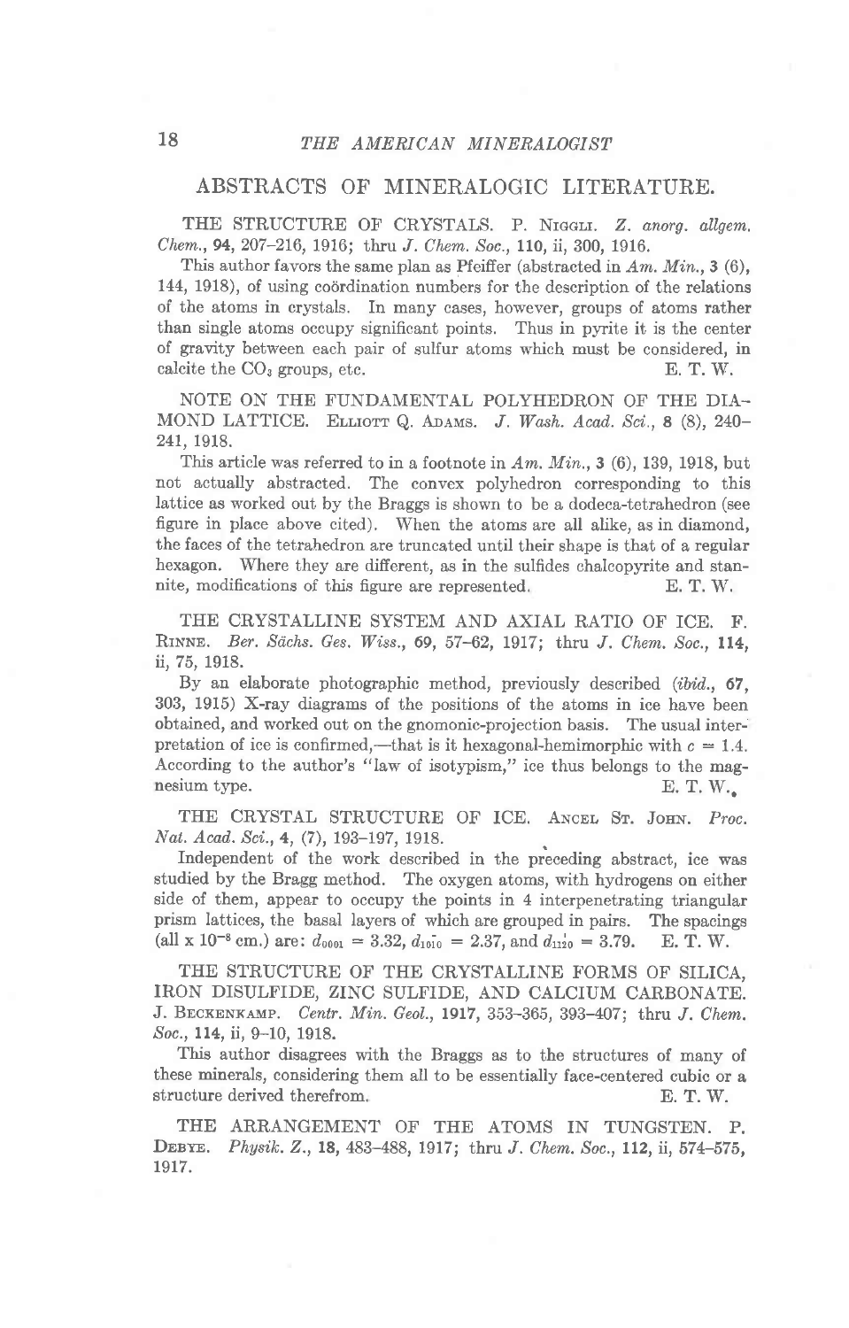## ABSTRACTS OF MINERALOGIC LITERATURE.

THE STRUCTURE OF CRYSTALS. P. Niggli. *Z. anorg. allgem. Chem.*, **94**, 207–216, 1916; thru *J. Chem. Soc.*, **110**, ii, 300, 1916.

This author favors the same plan as Pfeiffer (abstracted in *Am. Min.*, **3** (6), 144, 1918), of using coördination numbers for the description of the relations of the atoms in crystals. In many cases, however, groups of atoms rather than single atoms occupy significant points. Thus in pyrite it is the center of gravity between each pair of sulfur atoms which must be considered, in calcite the $CO_3$ groups, etc. E. T. W.

NOTE ON THE FUNDAMENTAL POLYHEDRON OF THE DIAMOND LATTICE. Elliott Q. Adams. *J. Wash. Acad. Sci.*, **8** (8), 240–241, 1918.

This article was referred to in a footnote in *Am. Min.*, **3** (6), 139, 1918, but not actually abstracted. The convex polyhedron corresponding to this lattice as worked out by the Braggs is shown to be a dodeca-tetrahedron (see figure in place above cited). When the atoms are all alike, as in diamond, the faces of the tetrahedron are truncated until their shape is that of a regular hexagon. Where they are different, as in the sulfides chalcopyrite and stannite, modifications of this figure are represented. E. T. W.

THE CRYSTALLINE SYSTEM AND AXIAL RATIO OF ICE. F. Rinne. *Ber. Sächs. Ges. Wiss.*, **69**, 57–62, 1917; thru *J. Chem. Soc.*, **114**, ii, 75, 1918.

By an elaborate photographic method, previously described (*ibid.*, **67**, 303, 1915) X-ray diagrams of the positions of the atoms in ice have been obtained, and worked out on the gnomonic-projection basis. The usual interpretation of ice is confirmed,—that is it hexagonal-hemimorphic with $c = 1.4$. According to the author's "law of isotypism," ice thus belongs to the magnesium type. E. T. W.

THE CRYSTAL STRUCTURE OF ICE. Ancel St. John. *Proc. Nat. Acad. Sci.*, **4**, (7), 193–197, 1918.

Independent of the work described in the preceding abstract, ice was studied by the Bragg method. The oxygen atoms, with hydrogens on either side of them, appear to occupy the points in 4 interpenetrating triangular prism lattices, the basal layers of which are grouped in pairs. The spacings (all x $10^{-8}$ cm.) are: $d_{0001} = 3.32$, $d_{10\bar{1}0} = 2.37$, and $d_{11\bar{2}0} = 3.79$. E. T. W.

THE STRUCTURE OF THE CRYSTALLINE FORMS OF SILICA, IRON DISULFIDE, ZINC SULFIDE, AND CALCIUM CARBONATE. J. Beckenkamp. *Centr. Min. Geol.*, **1917**, 353–365, 393–407; thru *J. Chem. Soc.*, **114**, ii, 9–10, 1918.

This author disagrees with the Braggs as to the structures of many of these minerals, considering them all to be essentially face-centered cubic or a structure derived therefrom. E. T. W.

THE ARRANGEMENT OF THE ATOMS IN TUNGSTEN. P. Debye. *Physik. Z.*, **18**, 483–488, 1917; thru *J. Chem. Soc.*, **112**, ii, 574–575, 1917.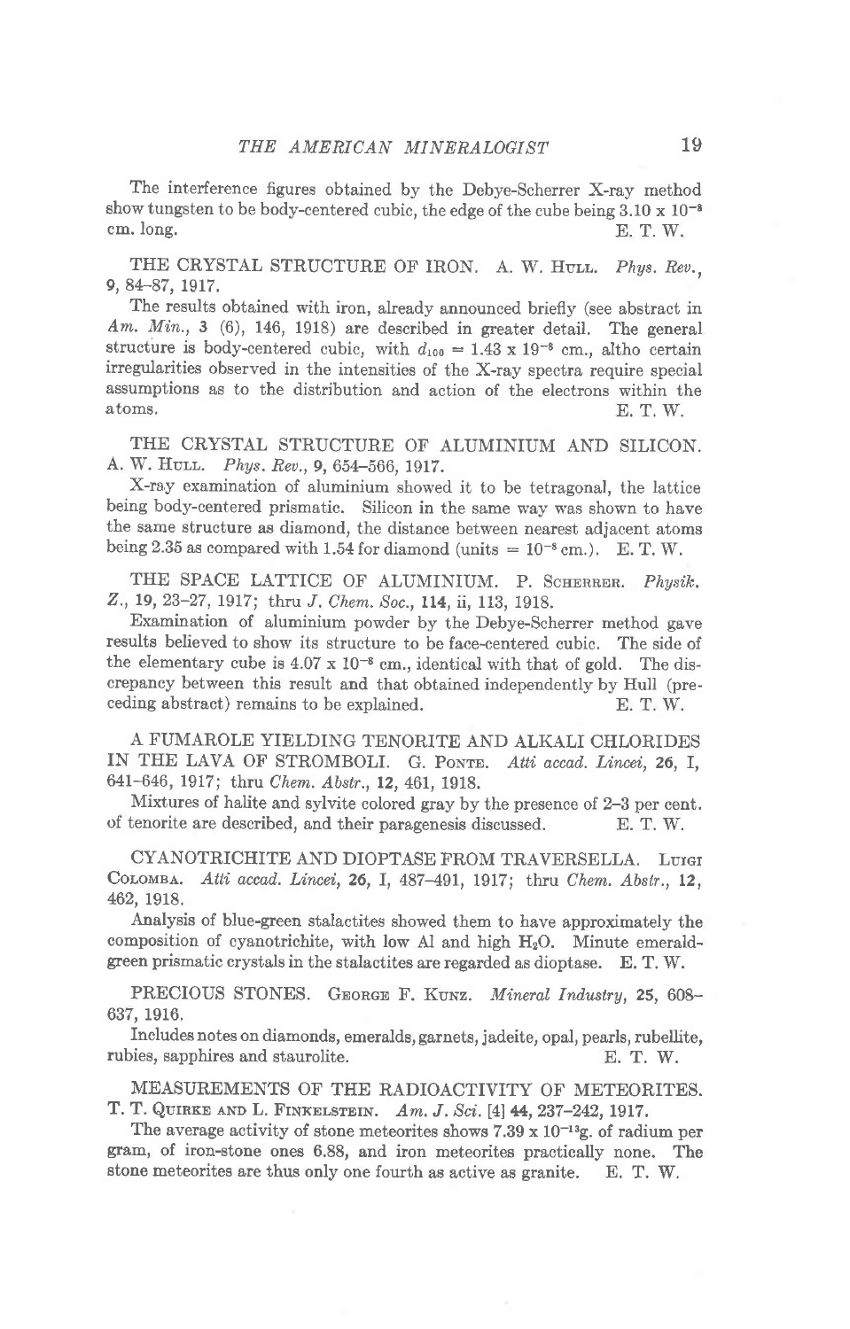The interference figures obtained by the Debye-Scherrer X-ray method show tungsten to be body-centered cubic, the edge of the cube being $3.10 \times 10^{-8}$ cm. long. E. T. W.

THE CRYSTAL STRUCTURE OF IRON. A. W. HULL. *Phys. Rev.*, **9**, 84–87, 1917.

The results obtained with iron, already announced briefly (see abstract in *Am. Min.*, **3** (6), 146, 1918) are described in greater detail. The general structure is body-centered cubic, with $d_{100} = 1.43 \times 19^{-8}$ cm., altho certain irregularities observed in the intensities of the X-ray spectra require special assumptions as to the distribution and action of the electrons within the atoms. E. T. W.

THE CRYSTAL STRUCTURE OF ALUMINIUM AND SILICON. A. W. HULL. *Phys. Rev.*, **9**, 654–566, 1917.

X-ray examination of aluminium showed it to be tetragonal, the lattice being body-centered prismatic. Silicon in the same way was shown to have the same structure as diamond, the distance between nearest adjacent atoms being 2.35 as compared with 1.54 for diamond (units = $10^{-8}$ cm.). E. T. W.

THE SPACE LATTICE OF ALUMINIUM. P. SCHERRER. *Physik. Z.*, **19**, 23–27, 1917; thru *J. Chem. Soc.*, **114**, ii, 113, 1918.

Examination of aluminium powder by the Debye-Scherrer method gave results believed to show its structure to be face-centered cubic. The side of the elementary cube is $4.07 \times 10^{-8}$ cm., identical with that of gold. The discrepancy between this result and that obtained independently by Hull (preceding abstract) remains to be explained. E. T. W.

A FUMAROLE YIELDING TENORITE AND ALKALI CHLORIDES IN THE LAVA OF STROMBOLI. G. PONTE. *Atti accad. Lincei*, **26**, I, 641–646, 1917; thru *Chem. Abstr.*, **12**, 461, 1918.

Mixtures of halite and sylvite colored gray by the presence of 2–3 per cent. of tenorite are described, and their paragenesis discussed. E. T. W.

CYANOTRICHITE AND DIOPTASE FROM TRAVERSELLA. LUIGI COLOMBA. *Atti accad. Lincei*, **26**, I, 487–491, 1917; thru *Chem. Abstr.*, **12**, 462, 1918.

Analysis of blue-green stalactites showed them to have approximately the composition of cyanotrichite, with low Al and high $H_2O$. Minute emerald-green prismatic crystals in the stalactites are regarded as dioptase. E. T. W.

PRECIOUS STONES. GEORGE F. KUNZ. *Mineral Industry*, **25**, 608–637, 1916.

Includes notes on diamonds, emeralds, garnets, jadeite, opal, pearls, rubellite, rubies, sapphires and staurolite. E. T. W.

MEASUREMENTS OF THE RADIOACTIVITY OF METEORITES. T. T. QUIRKE AND L. FINKELSTEIN. *Am. J. Sci.* [4] **44**, 237–242, 1917.

The average activity of stone meteorites shows $7.39 \times 10^{-13}$g. of radium per gram, of iron-stone ones 6.88, and iron meteorites practically none. The stone meteorites are thus only one fourth as active as granite. E. T. W.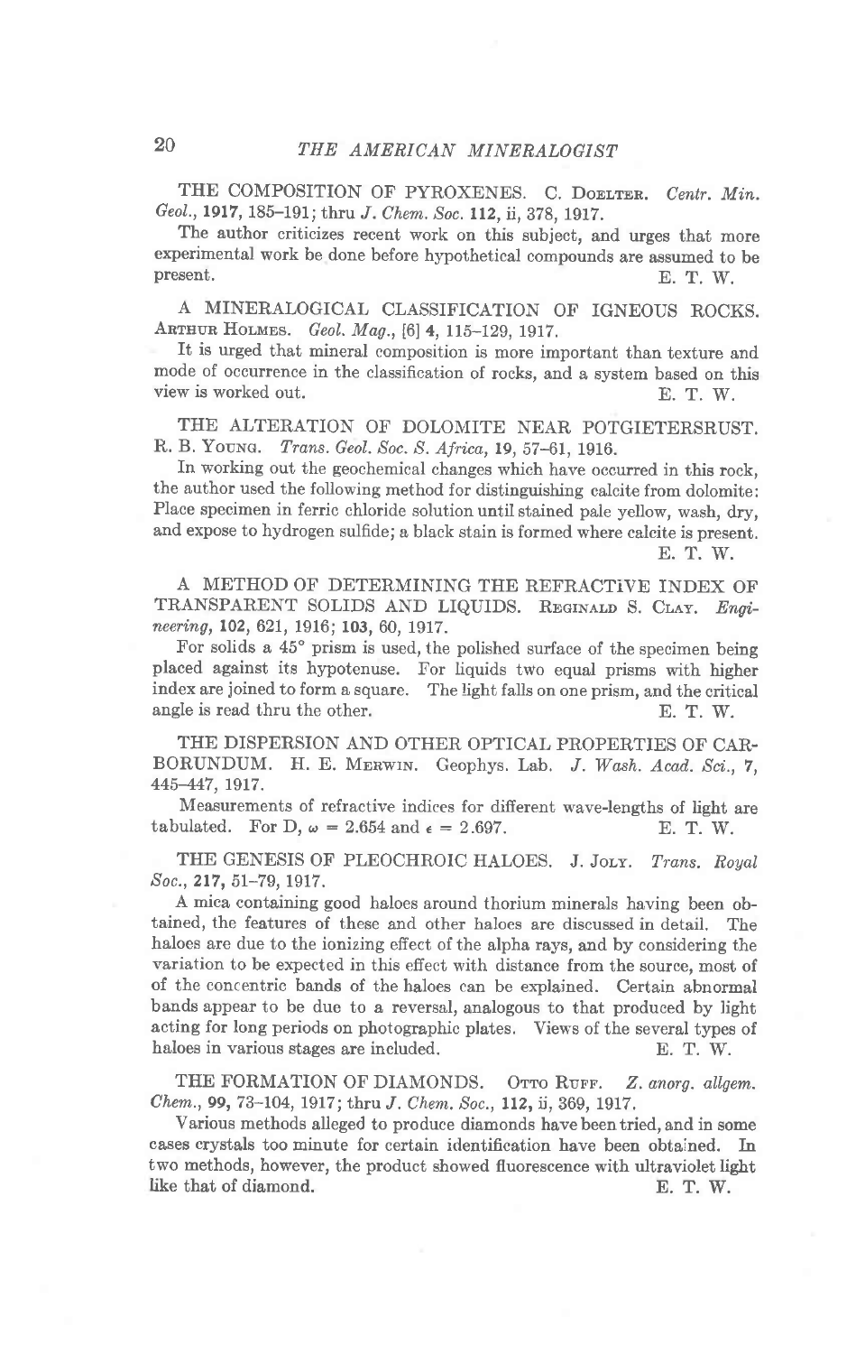THE COMPOSITION OF PYROXENES. C. DOELTER. *Centr. Min. Geol.*, **1917**, 185–191; thru *J. Chem. Soc.* **112**, ii, 378, 1917.

The author criticizes recent work on this subject, and urges that more experimental work be done before hypothetical compounds are assumed to be present. E. T. W.

A MINERALOGICAL CLASSIFICATION OF IGNEOUS ROCKS. ARTHUR HOLMES. *Geol. Mag.*, [6] **4**, 115–129, 1917.

It is urged that mineral composition is more important than texture and mode of occurrence in the classification of rocks, and a system based on this view is worked out. E. T. W.

THE ALTERATION OF DOLOMITE NEAR POTGIETERSRUST. R. B. YOUNG. *Trans. Geol. Soc. S. Africa*, **19**, 57–61, 1916.

In working out the geochemical changes which have occurred in this rock, the author used the following method for distinguishing calcite from dolomite: Place specimen in ferric chloride solution until stained pale yellow, wash, dry, and expose to hydrogen sulfide; a black stain is formed where calcite is present. E. T. W.

A METHOD OF DETERMINING THE REFRACTIVE INDEX OF TRANSPARENT SOLIDS AND LIQUIDS. REGINALD S. CLAY. *Engineering*, **102**, 621, 1916; **103**, 60, 1917.

For solids a 45° prism is used, the polished surface of the specimen being placed against its hypotenuse. For liquids two equal prisms with higher index are joined to form a square. The light falls on one prism, and the critical angle is read thru the other. E. T. W.

THE DISPERSION AND OTHER OPTICAL PROPERTIES OF CARBORUNDUM. H. E. MERWIN. Geophys. Lab. *J. Wash. Acad. Sci.*, **7**, 445–447, 1917.

Measurements of refractive indices for different wave-lengths of light are tabulated. For D, $\omega = 2.654$ and $\epsilon = 2.697$. E. T. W.

THE GENESIS OF PLEOCHROIC HALOES. J. JOLY. *Trans. Royal Soc.*, **217**, 51–79, 1917.

A mica containing good haloes around thorium minerals having been obtained, the features of these and other haloes are discussed in detail. The haloes are due to the ionizing effect of the alpha rays, and by considering the variation to be expected in this effect with distance from the source, most of of the concentric bands of the haloes can be explained. Certain abnormal bands appear to be due to a reversal, analogous to that produced by light acting for long periods on photographic plates. Views of the several types of haloes in various stages are included. E. T. W.

THE FORMATION OF DIAMONDS. OTTO RUFF. *Z. anorg. allgem. Chem.*, **99**, 73–104, 1917; thru *J. Chem. Soc.*, **112**, ii, 369, 1917.

Various methods alleged to produce diamonds have been tried, and in some cases crystals too minute for certain identification have been obtained. In two methods, however, the product showed fluorescence with ultraviolet light like that of diamond. E. T. W.